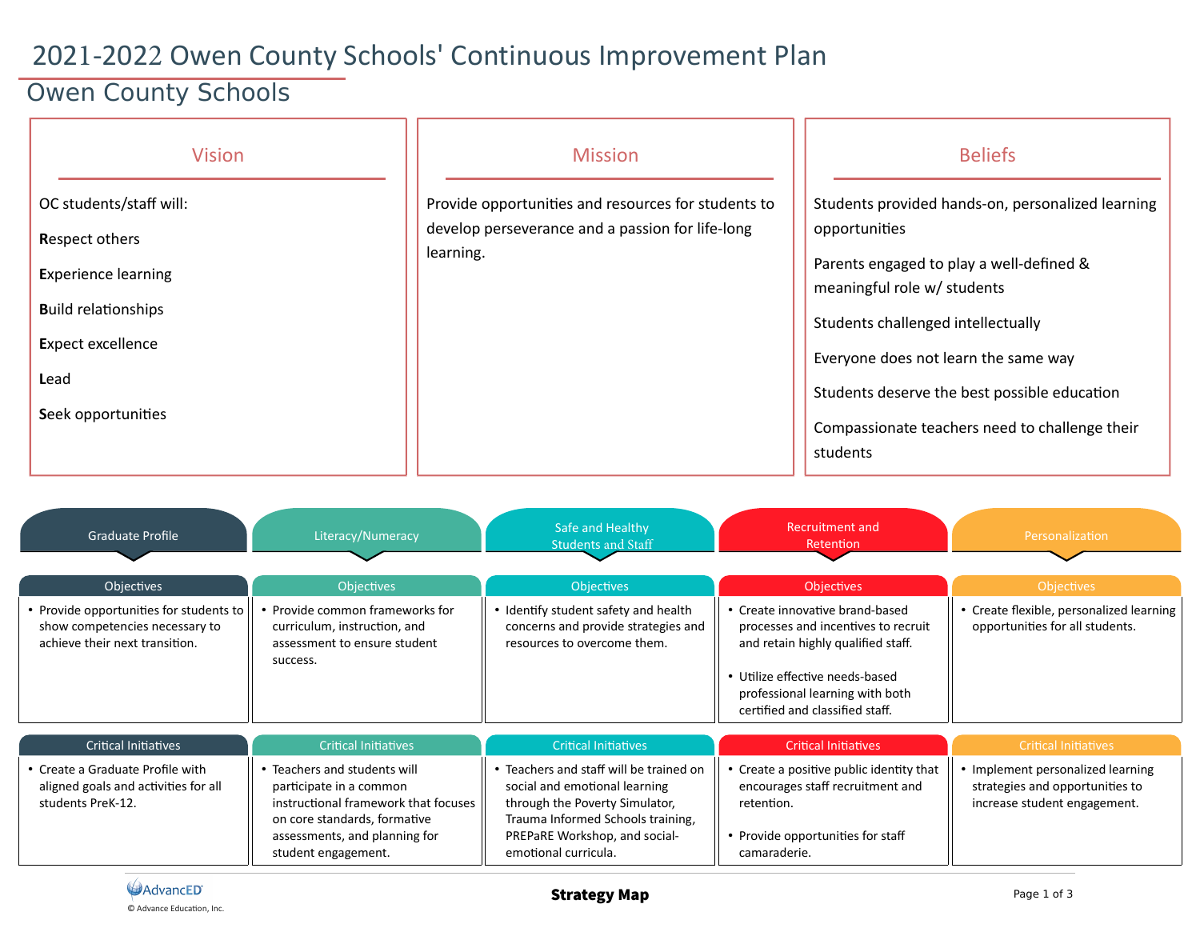# 2021-2022 Owen County Schools' Continuous Improvement Plan

## Owen County Schools

### Vision

OC students/staff will:

**R**espect others

**E**xperience learning

**B**uild relationships

**E**xpect excellence

**L**ead

**S**eek opportunities

### Mission

Provide opportunities and resources for students to develop perseverance and a passion for life-long learning.

### Beliefs

Students provided hands-on, personalized learning opportunities

Parents engaged to play a well-defined & meaningful role w/ students

Students challenged intellectually

Everyone does not learn the same way

Students deserve the best possible education

Compassionate teachers need to challenge their students

| | Graduate Profile | Literacy/Numeracy | Safe and Healthy Students and Staff | Recruitment and Retention | Personalization |
|---|---|---|---|---|---|
| **Objectives** | • Provide opportunities for students to show competencies necessary to achieve their next transition. | • Provide common frameworks for curriculum, instruction, and assessment to ensure student success. | • Identify student safety and health concerns and provide strategies and resources to overcome them. | • Create innovative brand-based processes and incentives to recruit and retain highly qualified staff.<br>• Utilize effective needs-based professional learning with both certified and classified staff. | • Create flexible, personalized learning opportunities for all students. |
| **Critical Initiatives** | • Create a Graduate Profile with aligned goals and activities for all students PreK-12. | • Teachers and students will participate in a common instructional framework that focuses on core standards, formative assessments, and planning for student engagement. | • Teachers and staff will be trained on social and emotional learning through the Poverty Simulator, Trauma Informed Schools training, PREPaRE Workshop, and social-emotional curricula. | • Create a positive public identity that encourages staff recruitment and retention.<br>• Provide opportunities for staff camaraderie. | • Implement personalized learning strategies and opportunities to increase student engagement. |

AdvancED
© Advance Education, Inc.

**Strategy Map**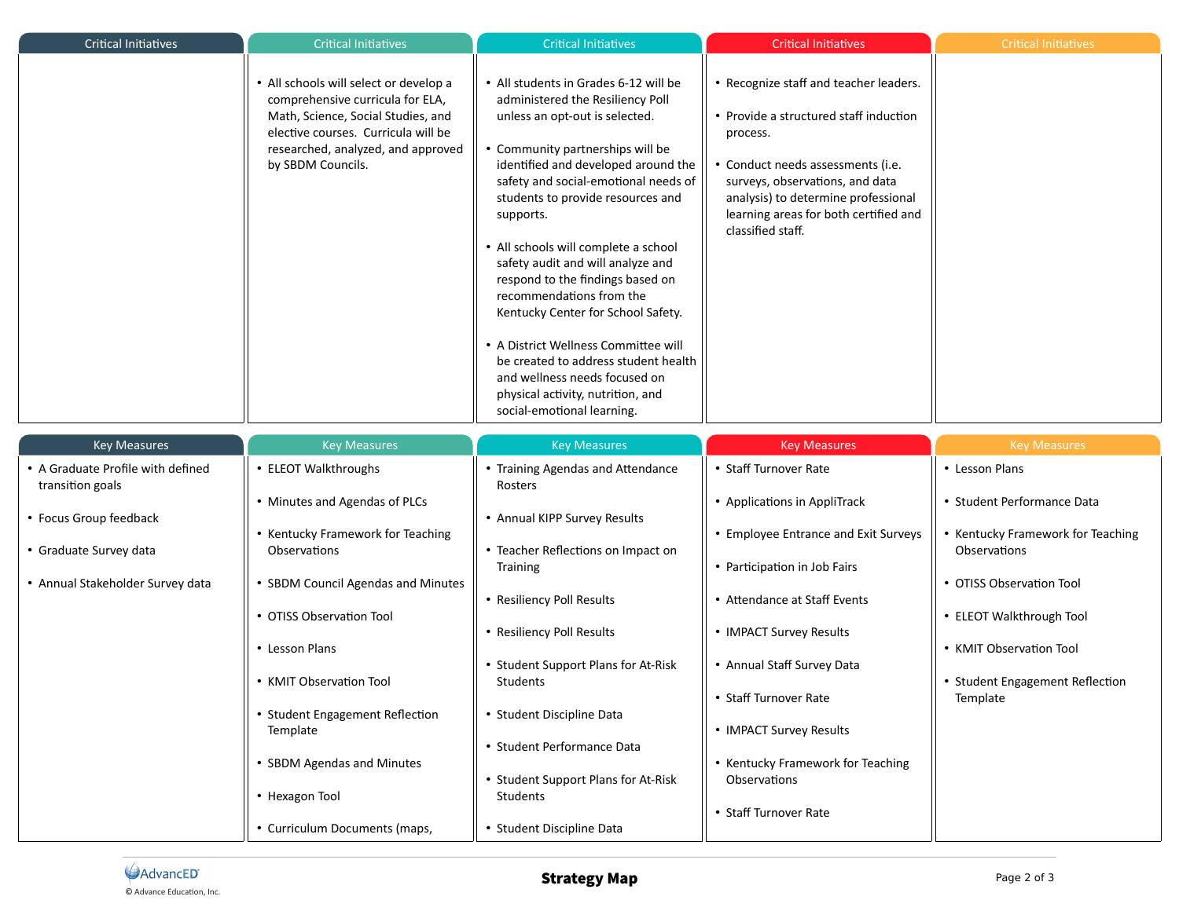| Critical Initiatives | Critical Initiatives | Critical Initiatives | Critical Initiatives | Critical Initiatives |
|---|---|---|---|---|
| | • All schools will select or develop a comprehensive curricula for ELA, Math, Science, Social Studies, and elective courses. Curricula will be researched, analyzed, and approved by SBDM Councils. | • All students in Grades 6-12 will be administered the Resiliency Poll unless an opt-out is selected.<br><br>• Community partnerships will be identified and developed around the safety and social-emotional needs of students to provide resources and supports.<br><br>• All schools will complete a school safety audit and will analyze and respond to the findings based on recommendations from the Kentucky Center for School Safety.<br><br>• A District Wellness Committee will be created to address student health and wellness needs focused on physical activity, nutrition, and social-emotional learning. | • Recognize staff and teacher leaders.<br><br>• Provide a structured staff induction process.<br><br>• Conduct needs assessments (i.e. surveys, observations, and data analysis) to determine professional learning areas for both certified and classified staff. | |

| Key Measures | Key Measures | Key Measures | Key Measures | Key Measures |
|---|---|---|---|---|
| • A Graduate Profile with defined transition goals<br><br>• Focus Group feedback<br><br>• Graduate Survey data<br><br>• Annual Stakeholder Survey data | • ELEOT Walkthroughs<br><br>• Minutes and Agendas of PLCs<br><br>• Kentucky Framework for Teaching Observations<br><br>• SBDM Council Agendas and Minutes<br><br>• OTISS Observation Tool<br><br>• Lesson Plans<br><br>• KMIT Observation Tool<br><br>• Student Engagement Reflection Template<br><br>• SBDM Agendas and Minutes<br><br>• Hexagon Tool<br><br>• Curriculum Documents (maps, | • Training Agendas and Attendance Rosters<br><br>• Annual KIPP Survey Results<br><br>• Teacher Reflections on Impact on Training<br><br>• Resiliency Poll Results<br><br>• Resiliency Poll Results<br><br>• Student Support Plans for At-Risk Students<br><br>• Student Discipline Data<br><br>• Student Performance Data<br><br>• Student Support Plans for At-Risk Students<br><br>• Student Discipline Data | • Staff Turnover Rate<br><br>• Applications in AppliTrack<br><br>• Employee Entrance and Exit Surveys<br><br>• Participation in Job Fairs<br><br>• Attendance at Staff Events<br><br>• IMPACT Survey Results<br><br>• Annual Staff Survey Data<br><br>• Staff Turnover Rate<br><br>• IMPACT Survey Results<br><br>• Kentucky Framework for Teaching Observations<br><br>• Staff Turnover Rate | • Lesson Plans<br><br>• Student Performance Data<br><br>• Kentucky Framework for Teaching Observations<br><br>• OTISS Observation Tool<br><br>• ELEOT Walkthrough Tool<br><br>• KMIT Observation Tool<br><br>• Student Engagement Reflection Template |

Strategy Map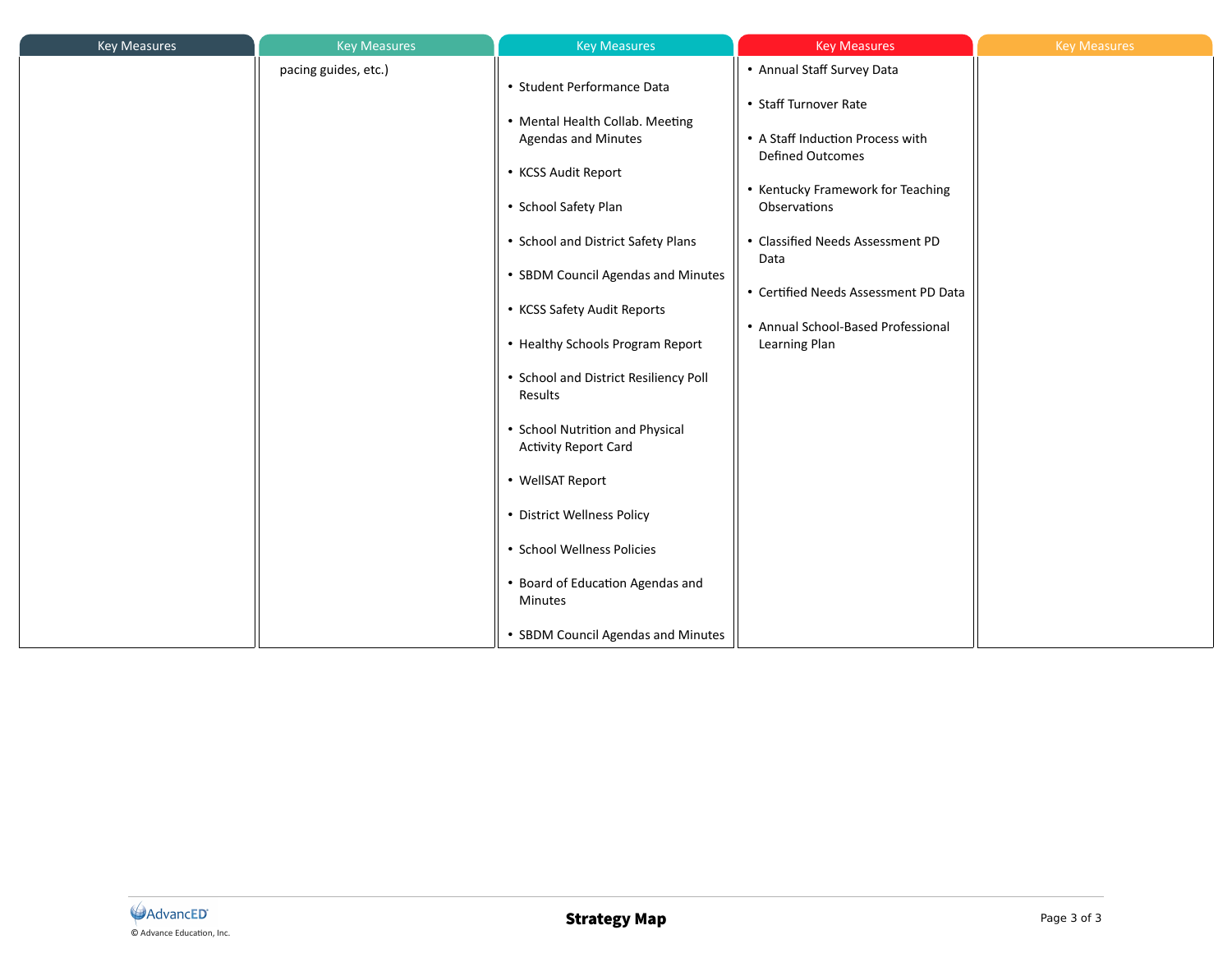| Key Measures | Key Measures | Key Measures | Key Measures | Key Measures |
|---|---|---|---|---|
| | pacing guides, etc.) | • Student Performance Data<br>• Mental Health Collab. Meeting Agendas and Minutes<br>• KCSS Audit Report<br>• School Safety Plan<br>• School and District Safety Plans<br>• SBDM Council Agendas and Minutes<br>• KCSS Safety Audit Reports<br>• Healthy Schools Program Report<br>• School and District Resiliency Poll Results<br>• School Nutrition and Physical Activity Report Card<br>• WellSAT Report<br>• District Wellness Policy<br>• School Wellness Policies<br>• Board of Education Agendas and Minutes<br>• SBDM Council Agendas and Minutes | • Annual Staff Survey Data<br>• Staff Turnover Rate<br>• A Staff Induction Process with Defined Outcomes<br>• Kentucky Framework for Teaching Observations<br>• Classified Needs Assessment PD Data<br>• Certified Needs Assessment PD Data<br>• Annual School-Based Professional Learning Plan | |